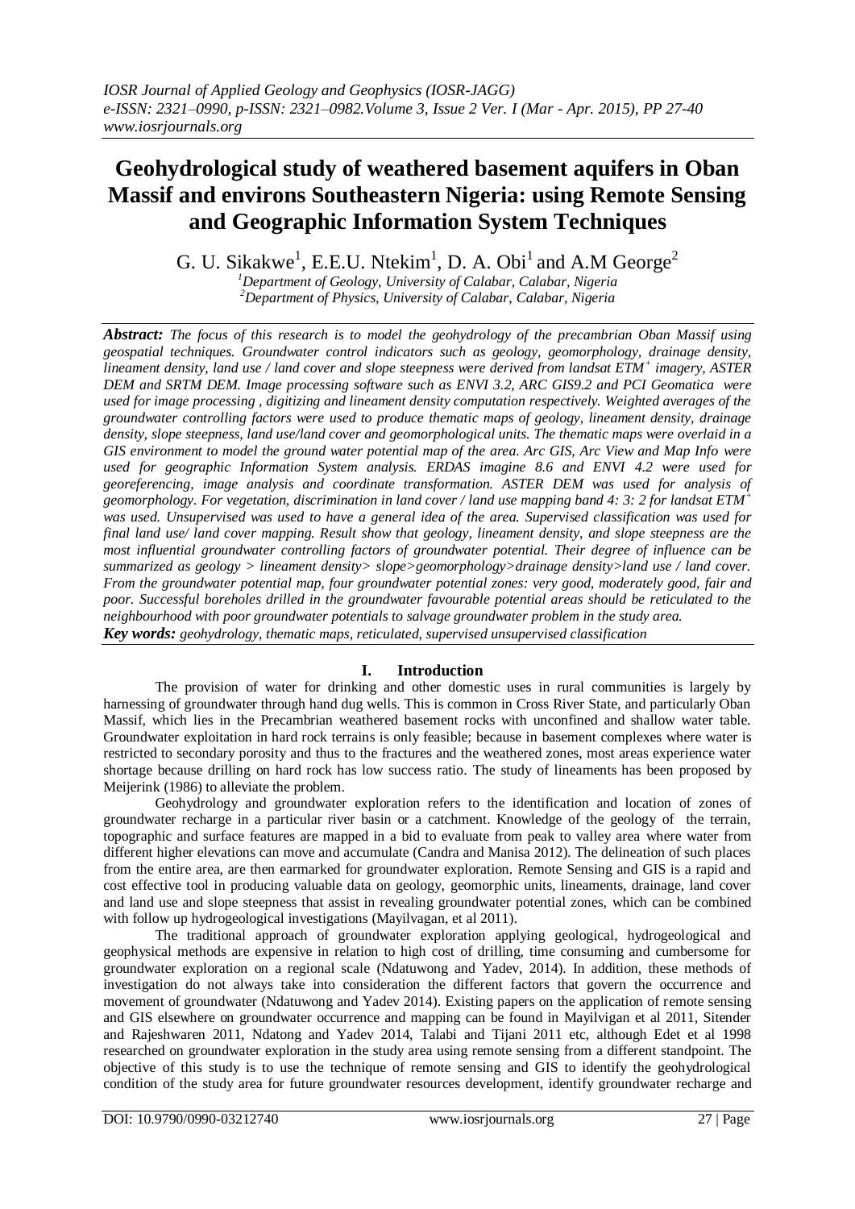# Geohydrological study of weathered basement aquifers in Oban Massif and environs Southeastern Nigeria: using Remote Sensing and Geographic Information System Techniques

G. U. Sikakwe[1], E.E.U. Ntekim[1], D. A. Obi[1] and A.M George[2]

[1]Department of Geology, University of Calabar, Calabar, Nigeria
[2]Department of Physics, University of Calabar, Calabar, Nigeria

***Abstract:*** *The focus of this research is to model the geohydrology of the precambrian Oban Massif using geospatial techniques. Groundwater control indicators such as geology, geomorphology, drainage density, lineament density, land use / land cover and slope steepness were derived from landsat ETM$^{+}$ imagery, ASTER DEM and SRTM DEM. Image processing software such as ENVI 3.2, ARC GIS9.2 and PCI Geomatica were used for image processing , digitizing and lineament density computation respectively. Weighted averages of the groundwater controlling factors were used to produce thematic maps of geology, lineament density, drainage density, slope steepness, land use/land cover and geomorphological units. The thematic maps were overlaid in a GIS environment to model the ground water potential map of the area. Arc GIS, Arc View and Map Info were used for geographic Information System analysis. ERDAS imagine 8.6 and ENVI 4.2 were used for georeferencing, image analysis and coordinate transformation. ASTER DEM was used for analysis of geomorphology. For vegetation, discrimination in land cover / land use mapping band 4: 3: 2 for landsat ETM$^{+}$ was used. Unsupervised was used to have a general idea of the area. Supervised classification was used for final land use/ land cover mapping. Result show that geology, lineament density, and slope steepness are the most influential groundwater controlling factors of groundwater potential. Their degree of influence can be summarized as geology > lineament density> slope>geomorphology>drainage density>land use / land cover. From the groundwater potential map, four groundwater potential zones: very good, moderately good, fair and poor. Successful boreholes drilled in the groundwater favourable potential areas should be reticulated to the neighbourhood with poor groundwater potentials to salvage groundwater problem in the study area.*

***Key words:*** *geohydrology, thematic maps, reticulated, supervised unsupervised classification*

## I. Introduction

The provision of water for drinking and other domestic uses in rural communities is largely by harnessing of groundwater through hand dug wells. This is common in Cross River State, and particularly Oban Massif, which lies in the Precambrian weathered basement rocks with unconfined and shallow water table. Groundwater exploitation in hard rock terrains is only feasible; because in basement complexes where water is restricted to secondary porosity and thus to the fractures and the weathered zones, most areas experience water shortage because drilling on hard rock has low success ratio. The study of lineaments has been proposed by Meijerink (1986) to alleviate the problem.

Geohydrology and groundwater exploration refers to the identification and location of zones of groundwater recharge in a particular river basin or a catchment. Knowledge of the geology of the terrain, topographic and surface features are mapped in a bid to evaluate from peak to valley area where water from different higher elevations can move and accumulate (Candra and Manisa 2012). The delineation of such places from the entire area, are then earmarked for groundwater exploration. Remote Sensing and GIS is a rapid and cost effective tool in producing valuable data on geology, geomorphic units, lineaments, drainage, land cover and land use and slope steepness that assist in revealing groundwater potential zones, which can be combined with follow up hydrogeological investigations (Mayilvagan, et al 2011).

The traditional approach of groundwater exploration applying geological, hydrogeological and geophysical methods are expensive in relation to high cost of drilling, time consuming and cumbersome for groundwater exploration on a regional scale (Ndatuwong and Yadev, 2014). In addition, these methods of investigation do not always take into consideration the different factors that govern the occurrence and movement of groundwater (Ndatuwong and Yadev 2014). Existing papers on the application of remote sensing and GIS elsewhere on groundwater occurrence and mapping can be found in Mayilvigan et al 2011, Sitender and Rajeshwaren 2011, Ndatong and Yadev 2014, Talabi and Tijani 2011 etc, although Edet et al 1998 researched on groundwater exploration in the study area using remote sensing from a different standpoint. The objective of this study is to use the technique of remote sensing and GIS to identify the geohydrological condition of the study area for future groundwater resources development, identify groundwater recharge and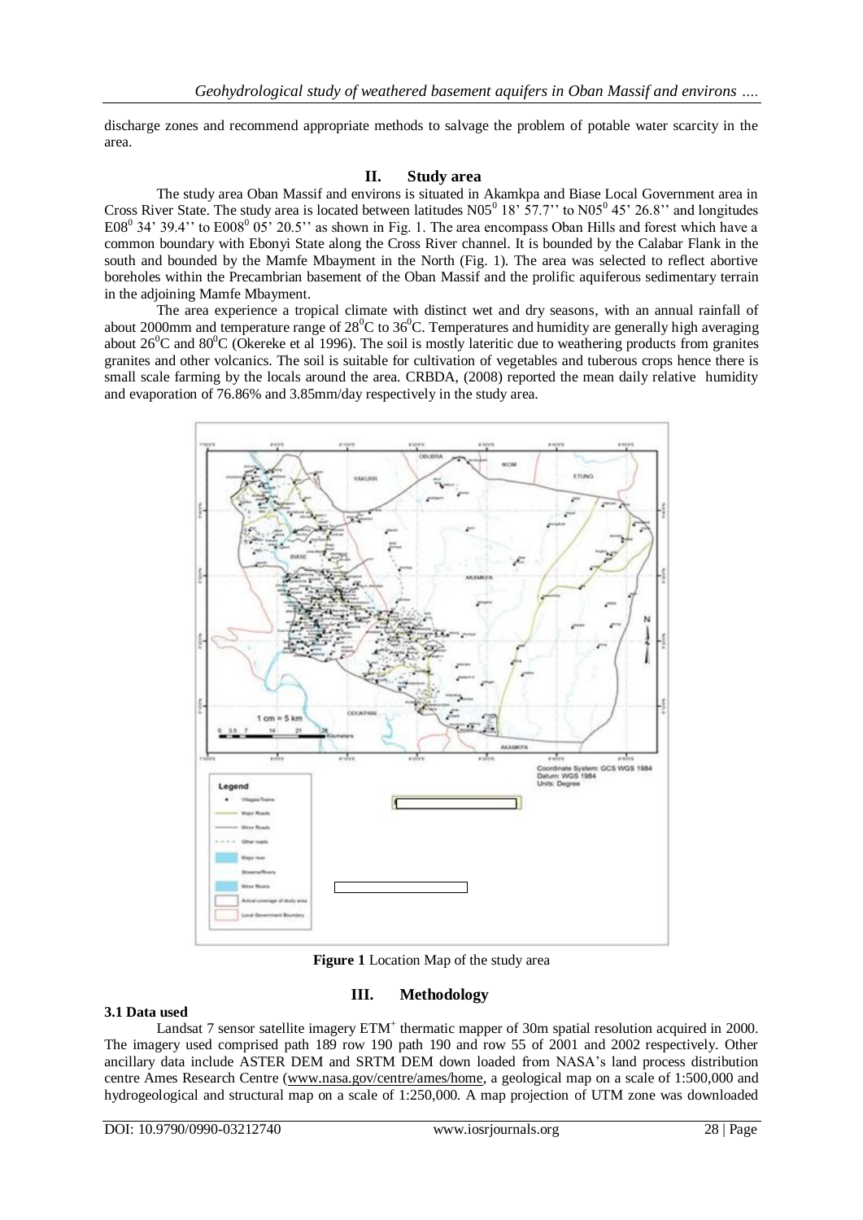discharge zones and recommend appropriate methods to salvage the problem of potable water scarcity in the area.

## II. Study area

The study area Oban Massif and environs is situated in Akamkpa and Biase Local Government area in Cross River State. The study area is located between latitudes N05$^{0}$ 18' 57.7'' to N05$^{0}$ 45' 26.8'' and longitudes E08$^{0}$ 34' 39.4'' to E008$^{0}$ 05' 20.5'' as shown in Fig. 1. The area encompass Oban Hills and forest which have a common boundary with Ebonyi State along the Cross River channel. It is bounded by the Calabar Flank in the south and bounded by the Mamfe Mbayment in the North (Fig. 1). The area was selected to reflect abortive boreholes within the Precambrian basement of the Oban Massif and the prolific aquiferous sedimentary terrain in the adjoining Mamfe Mbayment.

The area experience a tropical climate with distinct wet and dry seasons, with an annual rainfall of about 2000mm and temperature range of 28$^{0}$C to 36$^{0}$C. Temperatures and humidity are generally high averaging about 26$^{0}$C and 80$^{0}$C (Okereke et al 1996). The soil is mostly lateritic due to weathering products from granites granites and other volcanics. The soil is suitable for cultivation of vegetables and tuberous crops hence there is small scale farming by the locals around the area. CRBDA, (2008) reported the mean daily relative humidity and evaporation of 76.86% and 3.85mm/day respectively in the study area.

**Figure 1** Location Map of the study area

## III. Methodology

### 3.1 Data used

Landsat 7 sensor satellite imagery ETM$^{+}$ thermatic mapper of 30m spatial resolution acquired in 2000. The imagery used comprised path 189 row 190 path 190 and row 55 of 2001 and 2002 respectively. Other ancillary data include ASTER DEM and SRTM DEM down loaded from NASA's land process distribution centre Ames Research Centre (www.nasa.gov/centre/ames/home, a geological map on a scale of 1:500,000 and hydrogeological and structural map on a scale of 1:250,000. A map projection of UTM zone was downloaded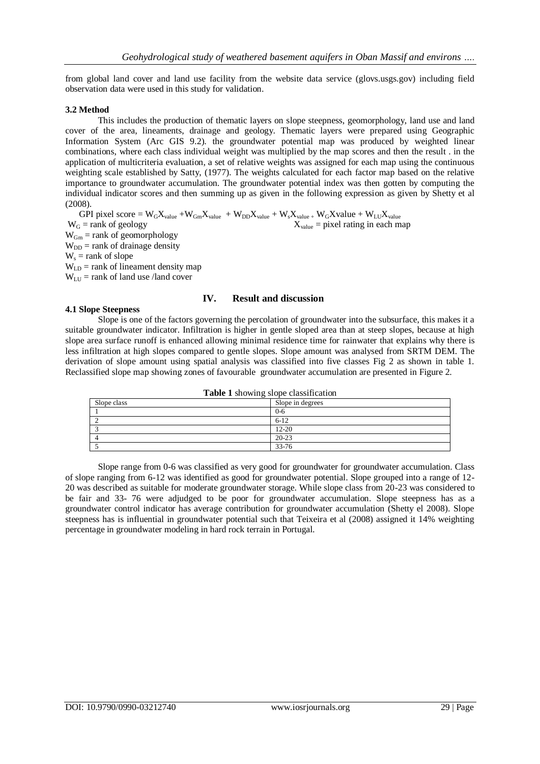from global land cover and land use facility from the website data service (glovs.usgs.gov) including field observation data were used in this study for validation.

### 3.2 Method

This includes the production of thematic layers on slope steepness, geomorphology, land use and land cover of the area, lineaments, drainage and geology. Thematic layers were prepared using Geographic Information System (Arc GIS 9.2). the groundwater potential map was produced by weighted linear combinations, where each class individual weight was multiplied by the map scores and then the result . in the application of multicriteria evaluation, a set of relative weights was assigned for each map using the continuous weighting scale established by Satty, (1977). The weights calculated for each factor map based on the relative importance to groundwater accumulation. The groundwater potential index was then gotten by computing the individual indicator scores and then summing up as given in the following expression as given by Shetty et al (2008).

$$\text{GPI pixel score} = W_G X_{value} + W_{Gm} X_{value} + W_{DD} X_{value} + W_s X_{value} + W_G X\text{value} + W_{LU} X_{value}$$

$W_G$ = rank of geology $\qquad$ $X_{value}$ = pixel rating in each map
$W_{Gm}$ = rank of geomorphology
$W_{DD}$ = rank of drainage density
$W_s$ = rank of slope
$W_{LD}$ = rank of lineament density map
$W_{LU}$ = rank of land use /land cover

## IV. Result and discussion

### 4.1 Slope Steepness

Slope is one of the factors governing the percolation of groundwater into the subsurface, this makes it a suitable groundwater indicator. Infiltration is higher in gentle sloped area than at steep slopes, because at high slope area surface runoff is enhanced allowing minimal residence time for rainwater that explains why there is less infiltration at high slopes compared to gentle slopes. Slope amount was analysed from SRTM DEM. The derivation of slope amount using spatial analysis was classified into five classes Fig 2 as shown in table 1. Reclassified slope map showing zones of favourable groundwater accumulation are presented in Figure 2.

**Table 1** showing slope classification

| Slope class | Slope in degrees |
|---|---|
| 1 | 0-6 |
| 2 | 6-12 |
| 3 | 12-20 |
| 4 | 20-23 |
| 5 | 33-76 |

Slope range from 0-6 was classified as very good for groundwater for groundwater accumulation. Class of slope ranging from 6-12 was identified as good for groundwater potential. Slope grouped into a range of 12-20 was described as suitable for moderate groundwater storage. While slope class from 20-23 was considered to be fair and 33- 76 were adjudged to be poor for groundwater accumulation. Slope steepness has as a groundwater control indicator has average contribution for groundwater accumulation (Shetty el 2008). Slope steepness has is influential in groundwater potential such that Teixeira et al (2008) assigned it 14% weighting percentage in groundwater modeling in hard rock terrain in Portugal.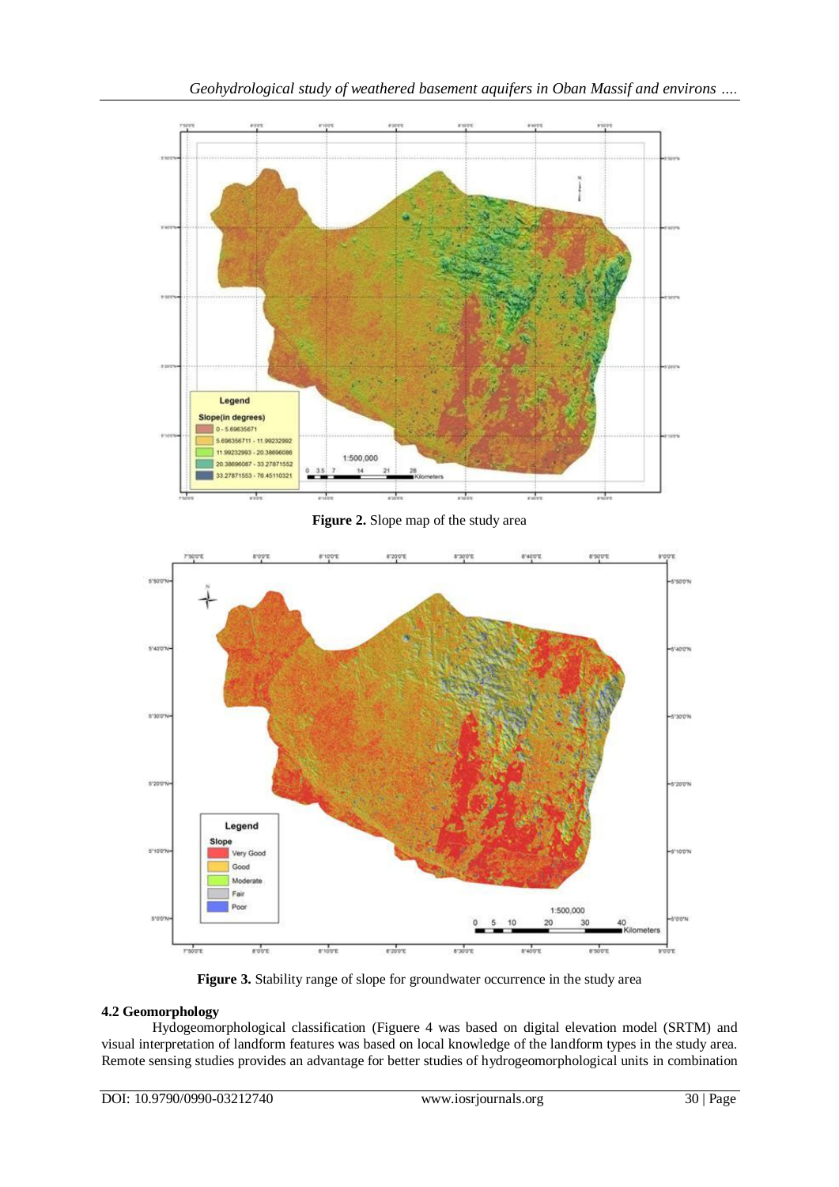Legend
Slope(in degrees)
0 - 5.69635671
5.696356711 - 11.99232992
11.99232993 - 20.38696086
20.38696087 - 33.27871552
33.27871553 - 76.45110321
1:500,000
0 3.5 7 14 21 28 Kilometers

**Figure 2.** Slope map of the study area

Legend
Slope
Very Good
Good
Moderate
Fair
Poor
1:500,000
0 5 10 20 30 40 Kilometers

**Figure 3.** Stability range of slope for groundwater occurrence in the study area

### 4.2 Geomorphology

Hydogeomorphological classification (Figuere 4 was based on digital elevation model (SRTM) and visual interpretation of landform features was based on local knowledge of the landform types in the study area. Remote sensing studies provides an advantage for better studies of hydrogeomorphological units in combination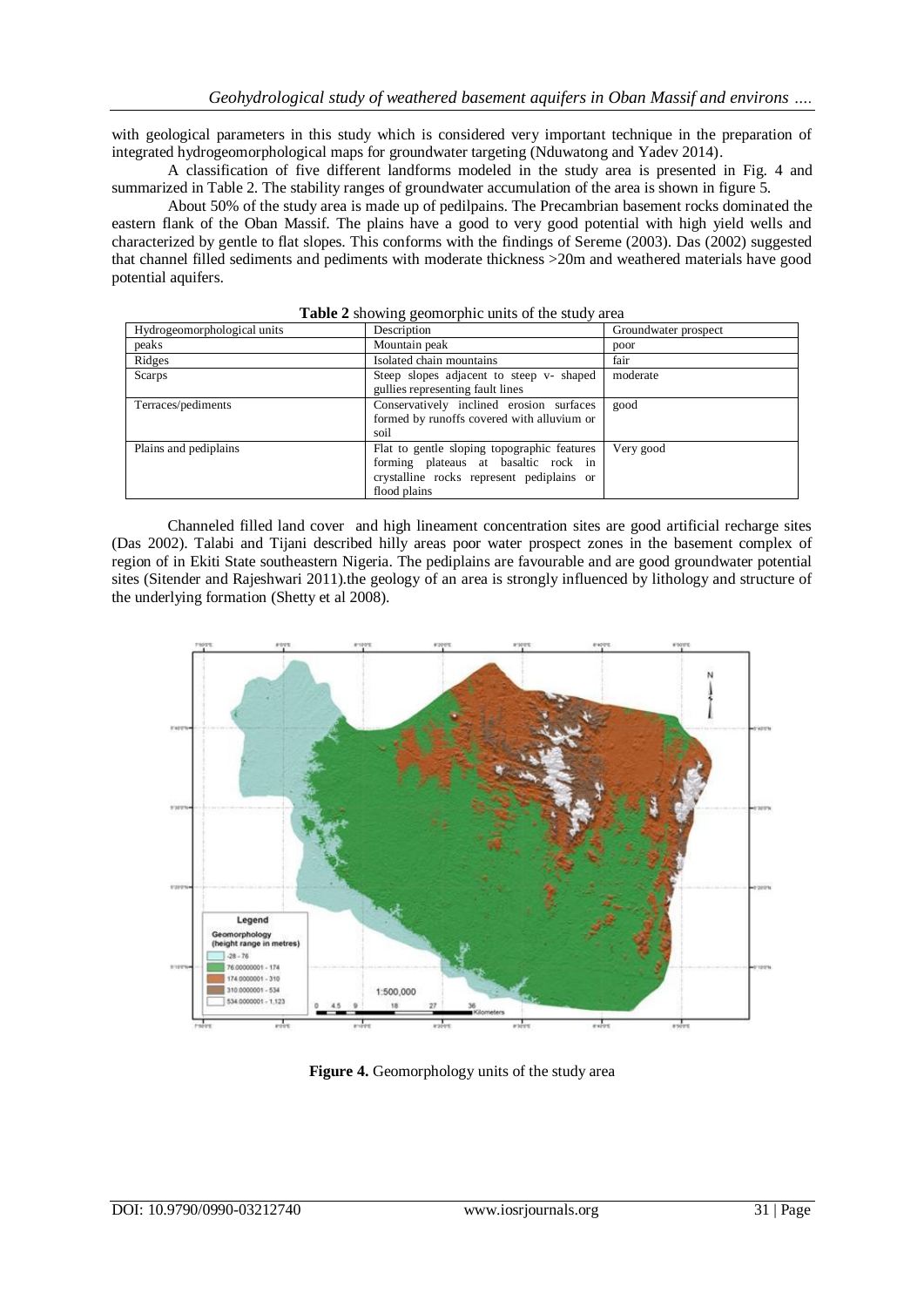with geological parameters in this study which is considered very important technique in the preparation of integrated hydrogeomorphological maps for groundwater targeting (Nduwatong and Yadev 2014).

A classification of five different landforms modeled in the study area is presented in Fig. 4 and summarized in Table 2. The stability ranges of groundwater accumulation of the area is shown in figure 5.

About 50% of the study area is made up of pedilpains. The Precambrian basement rocks dominated the eastern flank of the Oban Massif. The plains have a good to very good potential with high yield wells and characterized by gentle to flat slopes. This conforms with the findings of Sereme (2003). Das (2002) suggested that channel filled sediments and pediments with moderate thickness >20m and weathered materials have good potential aquifers.

**Table 2** showing geomorphic units of the study area

| Hydrogeomorphological units | Description | Groundwater prospect |
| --- | --- | --- |
| peaks | Mountain peak | poor |
| Ridges | Isolated chain mountains | fair |
| Scarps | Steep slopes adjacent to steep v- shaped gullies representing fault lines | moderate |
| Terraces/pediments | Conservatively inclined erosion surfaces formed by runoffs covered with alluvium or soil | good |
| Plains and pediplains | Flat to gentle sloping topographic features forming plateaus at basaltic rock in crystalline rocks represent pediplains or flood plains | Very good |

Channeled filled land cover and high lineament concentration sites are good artificial recharge sites (Das 2002). Talabi and Tijani described hilly areas poor water prospect zones in the basement complex of region of in Ekiti State southeastern Nigeria. The pediplains are favourable and are good groundwater potential sites (Sitender and Rajeshwari 2011).the geology of an area is strongly influenced by lithology and structure of the underlying formation (Shetty et al 2008).

Legend
Geomorphology
(height range in metres)
-28 - 76
76.00000001 - 174
174.0000001 - 310
310.0000001 - 534
534.0000001 - 1,123

1:500,000

0 4.5 9 18 27 36 Kilometers

N

**Figure 4.** Geomorphology units of the study area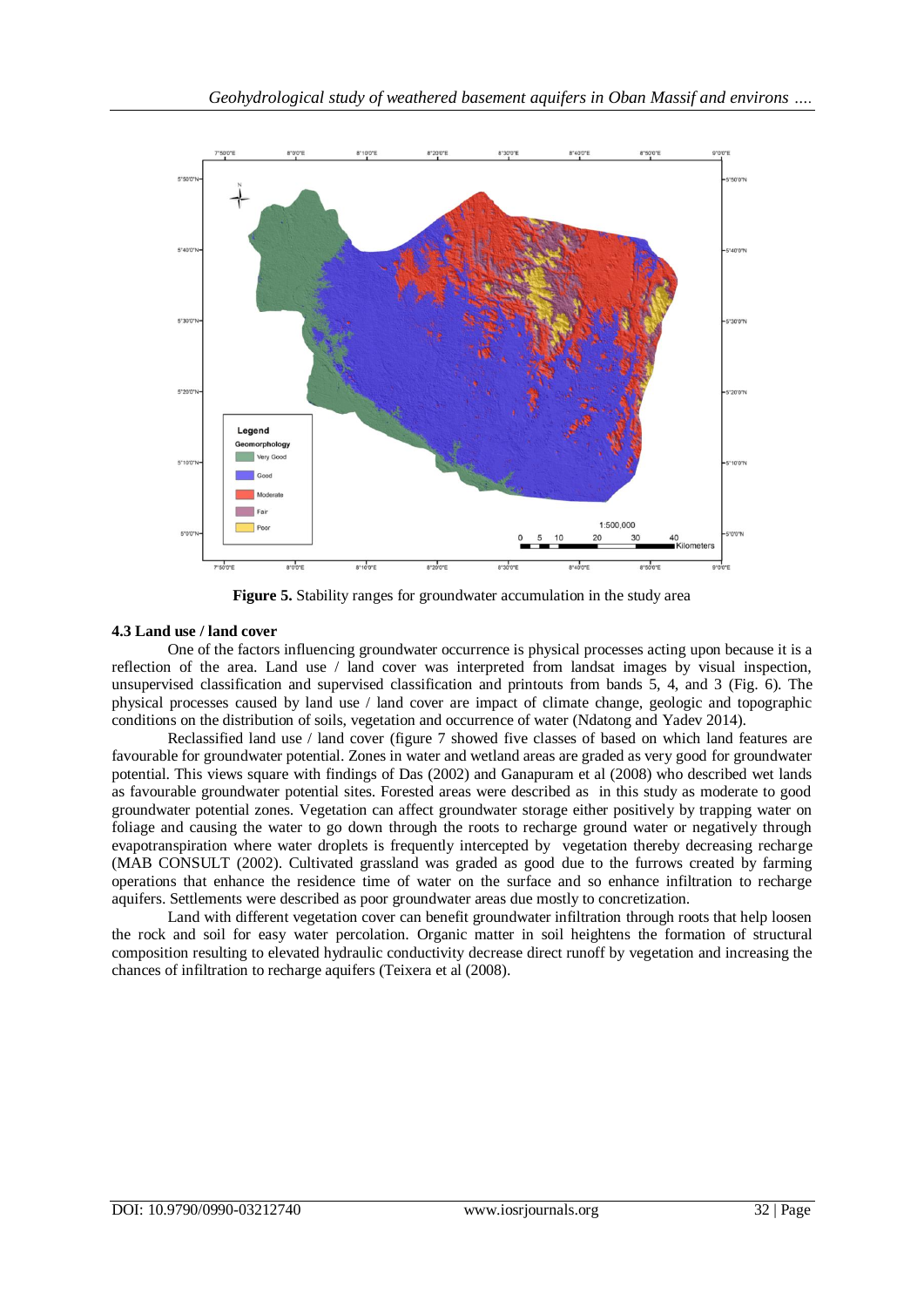7°50'0"E 8°0'0"E 8°10'0"E 8°20'0"E 8°30'0"E 8°40'0"E 8°50'0"E 9°0'0"E

5°50'0"N 5°40'0"N 5°30'0"N 5°20'0"N 5°10'0"N 5°0'0"N

N

Legend
Geomorphology
Very Good
Good
Moderate
Fair
Poor

1:500,000
0 5 10 20 30 40 Kilometers

**Figure 5.** Stability ranges for groundwater accumulation in the study area

### 4.3 Land use / land cover

One of the factors influencing groundwater occurrence is physical processes acting upon because it is a reflection of the area. Land use / land cover was interpreted from landsat images by visual inspection, unsupervised classification and supervised classification and printouts from bands 5, 4, and 3 (Fig. 6). The physical processes caused by land use / land cover are impact of climate change, geologic and topographic conditions on the distribution of soils, vegetation and occurrence of water (Ndatong and Yadev 2014).

Reclassified land use / land cover (figure 7 showed five classes of based on which land features are favourable for groundwater potential. Zones in water and wetland areas are graded as very good for groundwater potential. This views square with findings of Das (2002) and Ganapuram et al (2008) who described wet lands as favourable groundwater potential sites. Forested areas were described as in this study as moderate to good groundwater potential zones. Vegetation can affect groundwater storage either positively by trapping water on foliage and causing the water to go down through the roots to recharge ground water or negatively through evapotranspiration where water droplets is frequently intercepted by vegetation thereby decreasing recharge (MAB CONSULT (2002). Cultivated grassland was graded as good due to the furrows created by farming operations that enhance the residence time of water on the surface and so enhance infiltration to recharge aquifers. Settlements were described as poor groundwater areas due mostly to concretization.

Land with different vegetation cover can benefit groundwater infiltration through roots that help loosen the rock and soil for easy water percolation. Organic matter in soil heightens the formation of structural composition resulting to elevated hydraulic conductivity decrease direct runoff by vegetation and increasing the chances of infiltration to recharge aquifers (Teixera et al (2008).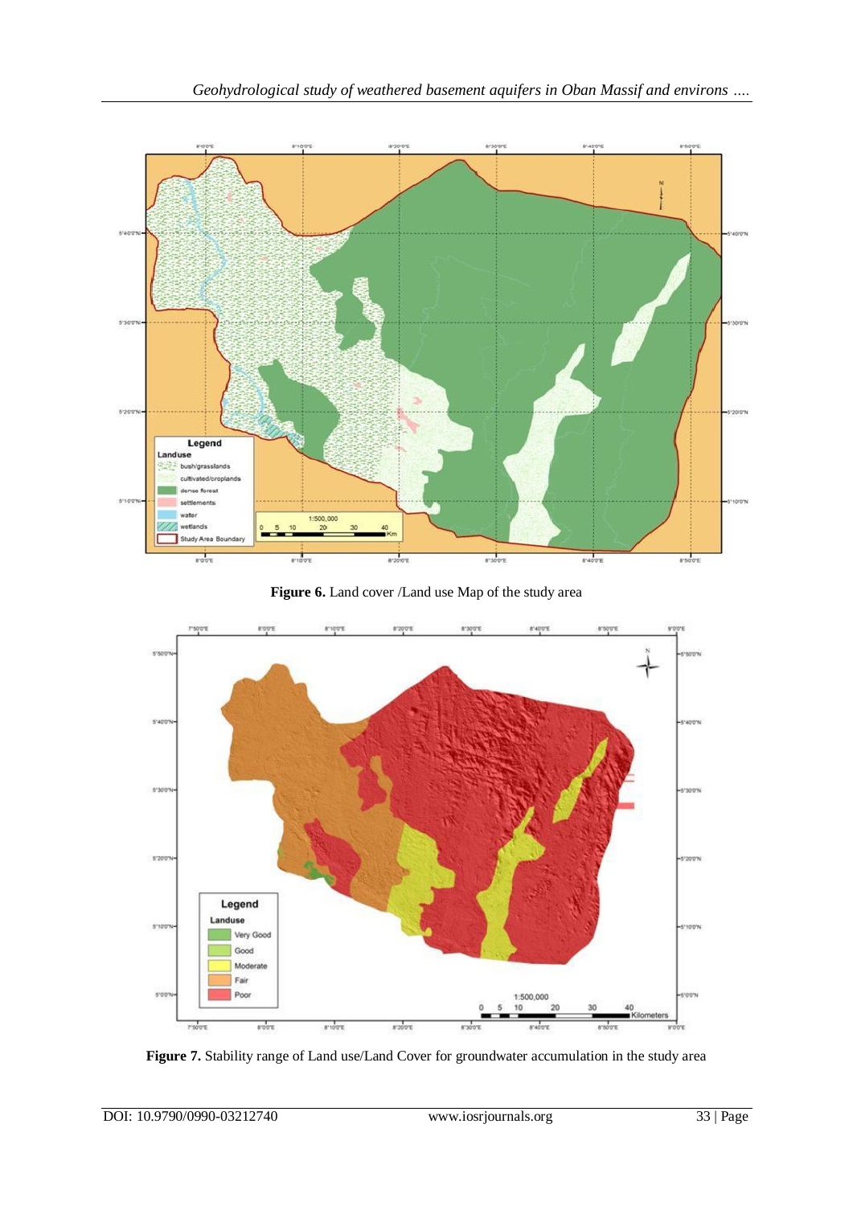1:500,000

0 5 10 20 30 40 Km

Legend

Landuse

bush/grasslands

cultivated/croplands

dense forest

settlements

water

wetlands

Study Area Boundary

**Figure 6.** Land cover /Land use Map of the study area

Legend

Landuse

Very Good

Good

Moderate

Fair

Poor

1:500,000

0 5 10 20 30 40 Kilometers

**Figure 7.** Stability range of Land use/Land Cover for groundwater accumulation in the study area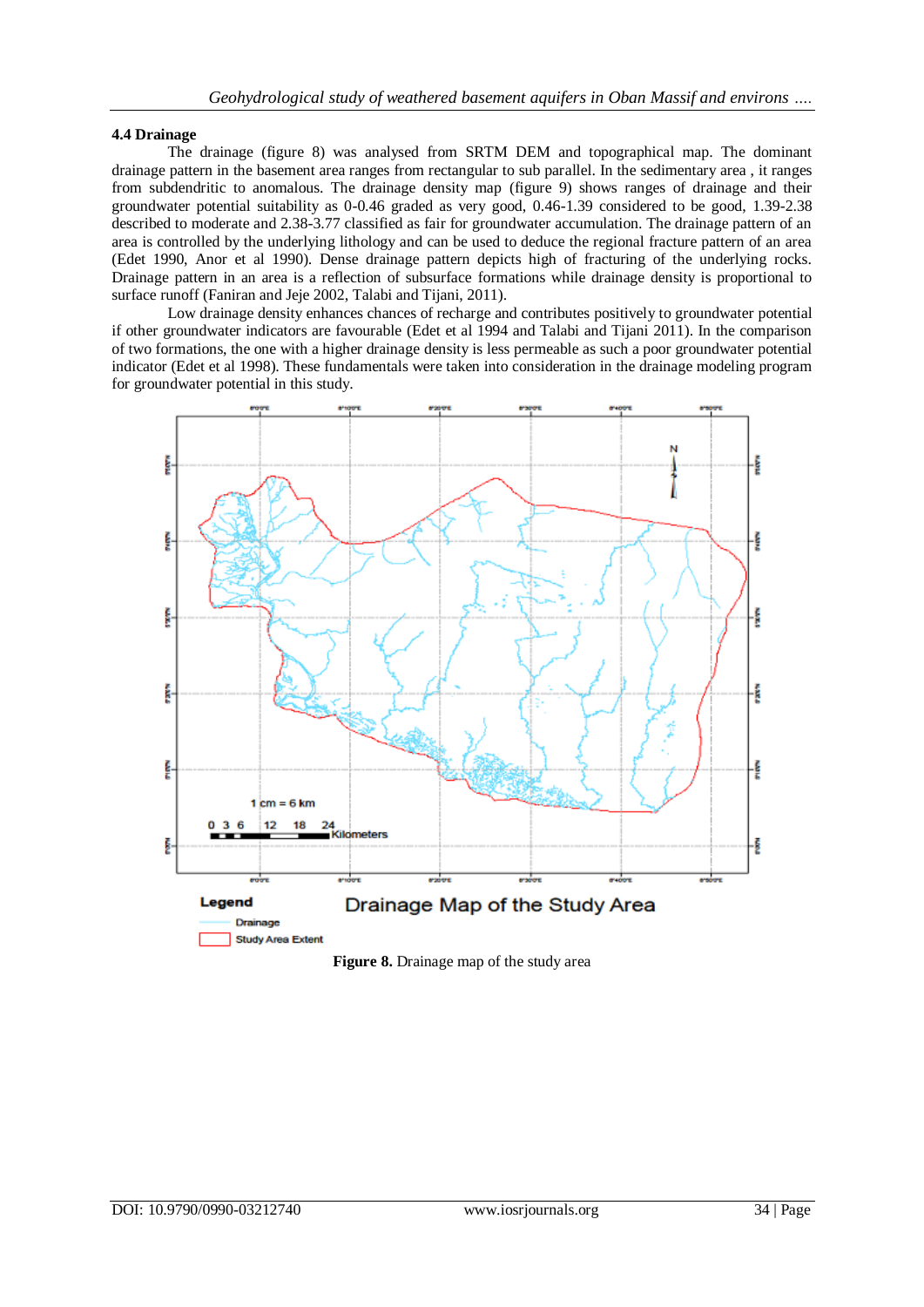### 4.4 Drainage

The drainage (figure 8) was analysed from SRTM DEM and topographical map. The dominant drainage pattern in the basement area ranges from rectangular to sub parallel. In the sedimentary area , it ranges from subdendritic to anomalous. The drainage density map (figure 9) shows ranges of drainage and their groundwater potential suitability as 0-0.46 graded as very good, 0.46-1.39 considered to be good, 1.39-2.38 described to moderate and 2.38-3.77 classified as fair for groundwater accumulation. The drainage pattern of an area is controlled by the underlying lithology and can be used to deduce the regional fracture pattern of an area (Edet 1990, Anor et al 1990). Dense drainage pattern depicts high of fracturing of the underlying rocks. Drainage pattern in an area is a reflection of subsurface formations while drainage density is proportional to surface runoff (Faniran and Jeje 2002, Talabi and Tijani, 2011).

Low drainage density enhances chances of recharge and contributes positively to groundwater potential if other groundwater indicators are favourable (Edet et al 1994 and Talabi and Tijani 2011). In the comparison of two formations, the one with a higher drainage density is less permeable as such a poor groundwater potential indicator (Edet et al 1998). These fundamentals were taken into consideration in the drainage modeling program for groundwater potential in this study.

N

1 cm = 6 km

0 3 6 12 18 24 Kilometers

Legend

Drainage

Study Area Extent

Drainage Map of the Study Area

**Figure 8.** Drainage map of the study area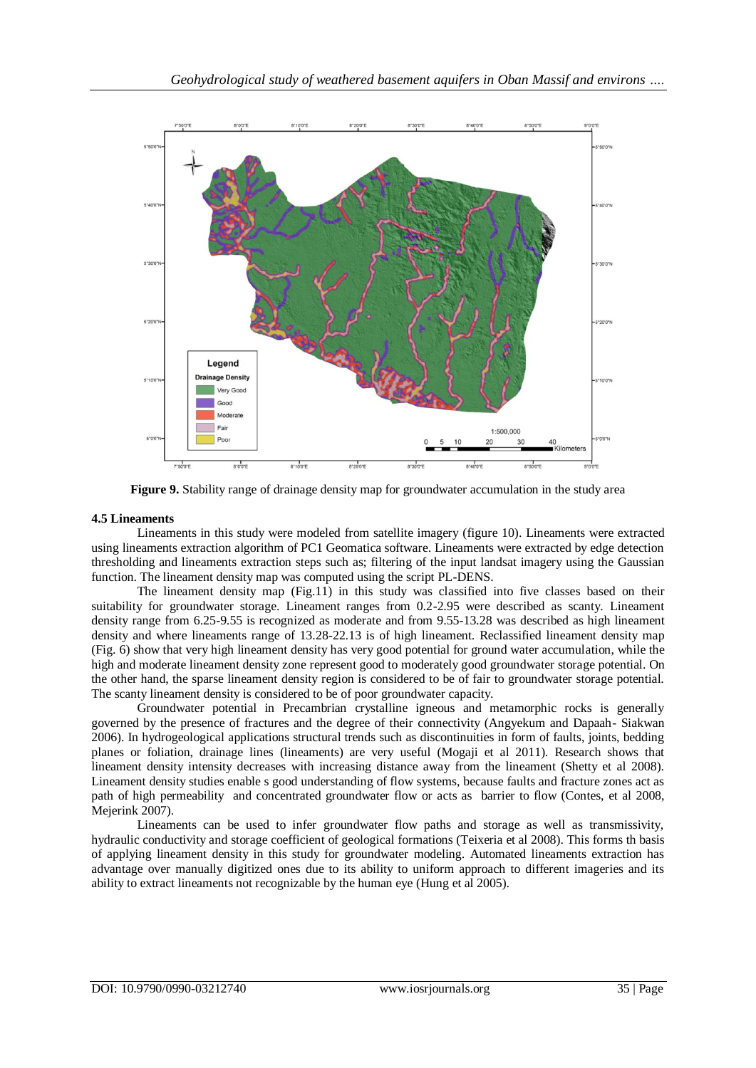Legend

Drainage Density

Very Good

Good

Moderate

Fair

Poor

1:500,000

0 5 10 20 30 40 Kilometers

7°50'0"E 8°0'0"E 8°10'0"E 8°20'0"E 8°30'0"E 8°40'0"E 8°50'0"E 9°0'0"E

5°50'0"N 5°40'0"N 5°30'0"N 5°20'0"N 5°10'0"N 5°0'0"N

**Figure 9.** Stability range of drainage density map for groundwater accumulation in the study area

### 4.5 Lineaments

Lineaments in this study were modeled from satellite imagery (figure 10). Lineaments were extracted using lineaments extraction algorithm of PC1 Geomatica software. Lineaments were extracted by edge detection thresholding and lineaments extraction steps such as; filtering of the input landsat imagery using the Gaussian function. The lineament density map was computed using the script PL-DENS.

The lineament density map (Fig.11) in this study was classified into five classes based on their suitability for groundwater storage. Lineament ranges from 0.2-2.95 were described as scanty. Lineament density range from 6.25-9.55 is recognized as moderate and from 9.55-13.28 was described as high lineament density and where lineaments range of 13.28-22.13 is of high lineament. Reclassified lineament density map (Fig. 6) show that very high lineament density has very good potential for ground water accumulation, while the high and moderate lineament density zone represent good to moderately good groundwater storage potential. On the other hand, the sparse lineament density region is considered to be of fair to groundwater storage potential. The scanty lineament density is considered to be of poor groundwater capacity.

Groundwater potential in Precambrian crystalline igneous and metamorphic rocks is generally governed by the presence of fractures and the degree of their connectivity (Angyekum and Dapaah- Siakwan 2006). In hydrogeological applications structural trends such as discontinuities in form of faults, joints, bedding planes or foliation, drainage lines (lineaments) are very useful (Mogaji et al 2011). Research shows that lineament density intensity decreases with increasing distance away from the lineament (Shetty et al 2008). Lineament density studies enable s good understanding of flow systems, because faults and fracture zones act as path of high permeability and concentrated groundwater flow or acts as barrier to flow (Contes, et al 2008, Mejerink 2007).

Lineaments can be used to infer groundwater flow paths and storage as well as transmissivity, hydraulic conductivity and storage coefficient of geological formations (Teixeria et al 2008). This forms th basis of applying lineament density in this study for groundwater modeling. Automated lineaments extraction has advantage over manually digitized ones due to its ability to uniform approach to different imageries and its ability to extract lineaments not recognizable by the human eye (Hung et al 2005).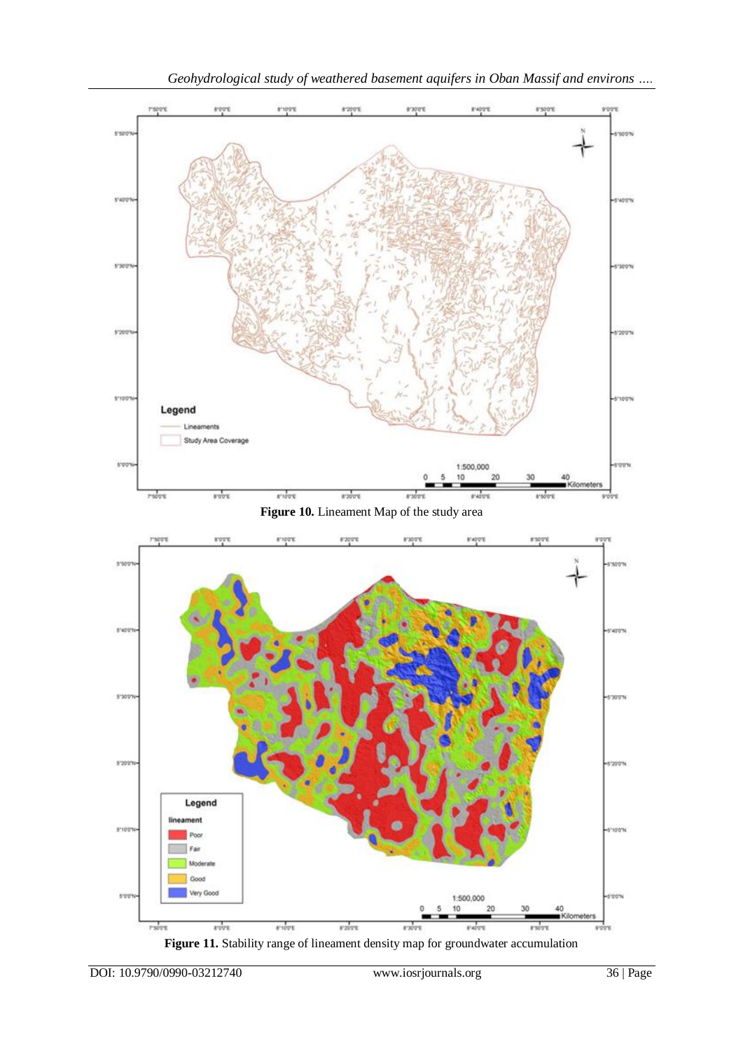7°50'0"E 8°0'0"E 8°10'0"E 8°20'0"E 8°30'0"E 8°40'0"E 8°50'0"E 9°0'0"E

5°50'0"N 5°40'0"N 5°30'0"N 5°20'0"N 5°10'0"N 5°0'0"N

N

Legend

Lineaments

Study Area Coverage

1:500,000

0 5 10 20 30 40 Kilometers

**Figure 10.** Lineament Map of the study area

7°50'0"E 8°0'0"E 8°10'0"E 8°20'0"E 8°30'0"E 8°40'0"E 8°50'0"E 9°0'0"E

5°50'0"N 5°40'0"N 5°30'0"N 5°20'0"N 5°10'0"N 5°0'0"N

N

Legend

lineament

Poor

Fair

Moderate

Good

Very Good

1:500,000

0 5 10 20 30 40 Kilometers

**Figure 11.** Stability range of lineament density map for groundwater accumulation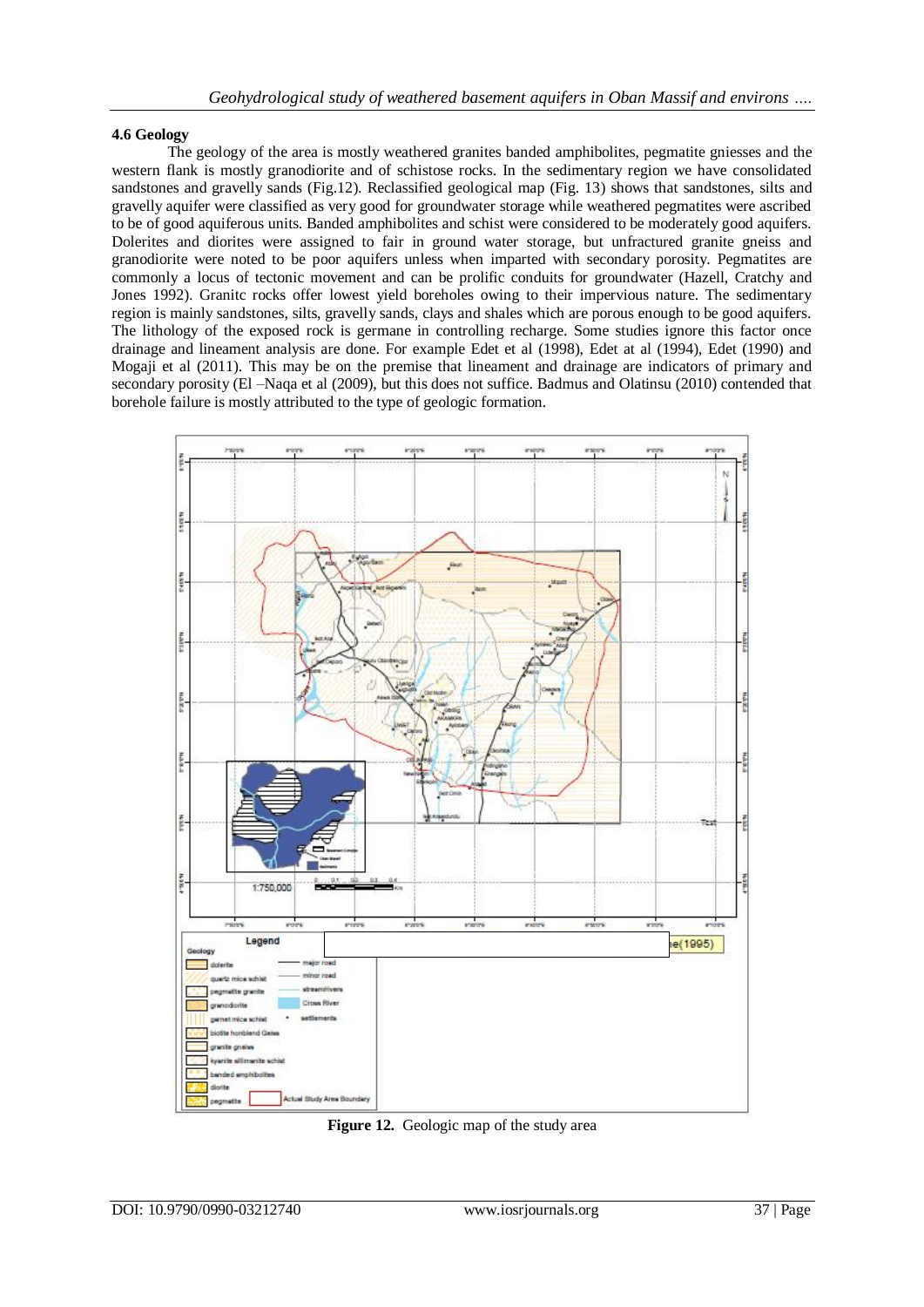### 4.6 Geology

The geology of the area is mostly weathered granites banded amphibolites, pegmatite gniesses and the western flank is mostly granodiorite and of schistose rocks. In the sedimentary region we have consolidated sandstones and gravelly sands (Fig.12). Reclassified geological map (Fig. 13) shows that sandstones, silts and gravelly aquifer were classified as very good for groundwater storage while weathered pegmatites were ascribed to be of good aquiferous units. Banded amphibolites and schist were considered to be moderately good aquifers. Dolerites and diorites were assigned to fair in ground water storage, but unfractured granite gneiss and granodiorite were noted to be poor aquifers unless when imparted with secondary porosity. Pegmatites are commonly a locus of tectonic movement and can be prolific conduits for groundwater (Hazell, Cratchy and Jones 1992). Granitc rocks offer lowest yield boreholes owing to their impervious nature. The sedimentary region is mainly sandstones, silts, gravelly sands, clays and shales which are porous enough to be good aquifers. The lithology of the exposed rock is germane in controlling recharge. Some studies ignore this factor once drainage and lineament analysis are done. For example Edet et al (1998), Edet at al (1994), Edet (1990) and Mogaji et al (2011). This may be on the premise that lineament and drainage are indicators of primary and secondary porosity (El –Naqa et al (2009), but this does not suffice. Badmus and Olatinsu (2010) contended that borehole failure is mostly attributed to the type of geologic formation.

Legend
Geology
dolerite
quartz mica schist
pegmatite granite
granodiorite
garnet mica schist
biotite honblend Gneiss
granite gneiss
kyanite sillimanite schist
banded amphibolites
diorite
pegmatite
major road
minor road
streams/rivers
Cross River
settlements
Actual Study Area Boundary
1:750,000
e(1995)

**Figure 12.** Geologic map of the study area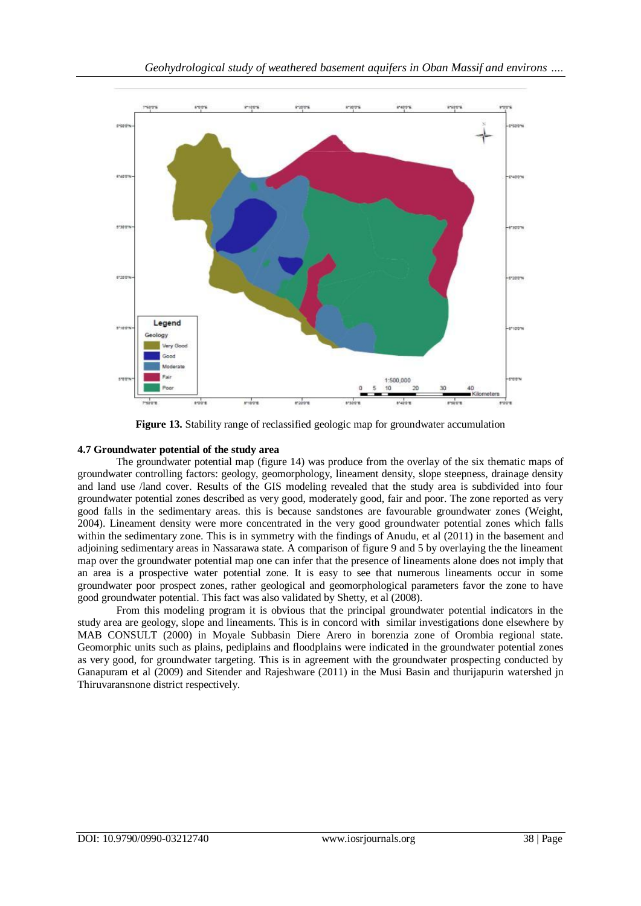Legend

Geology

Very Good

Good

Moderate

Fair

Poor

1:500,000

0 5 10 20 30 40 Kilometers

**Figure 13.** Stability range of reclassified geologic map for groundwater accumulation

### 4.7 Groundwater potential of the study area

The groundwater potential map (figure 14) was produce from the overlay of the six thematic maps of groundwater controlling factors: geology, geomorphology, lineament density, slope steepness, drainage density and land use /land cover. Results of the GIS modeling revealed that the study area is subdivided into four groundwater potential zones described as very good, moderately good, fair and poor. The zone reported as very good falls in the sedimentary areas. this is because sandstones are favourable groundwater zones (Weight, 2004). Lineament density were more concentrated in the very good groundwater potential zones which falls within the sedimentary zone. This is in symmetry with the findings of Anudu, et al (2011) in the basement and adjoining sedimentary areas in Nassarawa state. A comparison of figure 9 and 5 by overlaying the the lineament map over the groundwater potential map one can infer that the presence of lineaments alone does not imply that an area is a prospective water potential zone. It is easy to see that numerous lineaments occur in some groundwater poor prospect zones, rather geological and geomorphological parameters favor the zone to have good groundwater potential. This fact was also validated by Shetty, et al (2008).

From this modeling program it is obvious that the principal groundwater potential indicators in the study area are geology, slope and lineaments. This is in concord with similar investigations done elsewhere by MAB CONSULT (2000) in Moyale Subbasin Diere Arero in borenzia zone of Orombia regional state. Geomorphic units such as plains, pediplains and floodplains were indicated in the groundwater potential zones as very good, for groundwater targeting. This is in agreement with the groundwater prospecting conducted by Ganapuram et al (2009) and Sitender and Rajeshware (2011) in the Musi Basin and thurijapurin watershed jn Thiruvaransnone district respectively.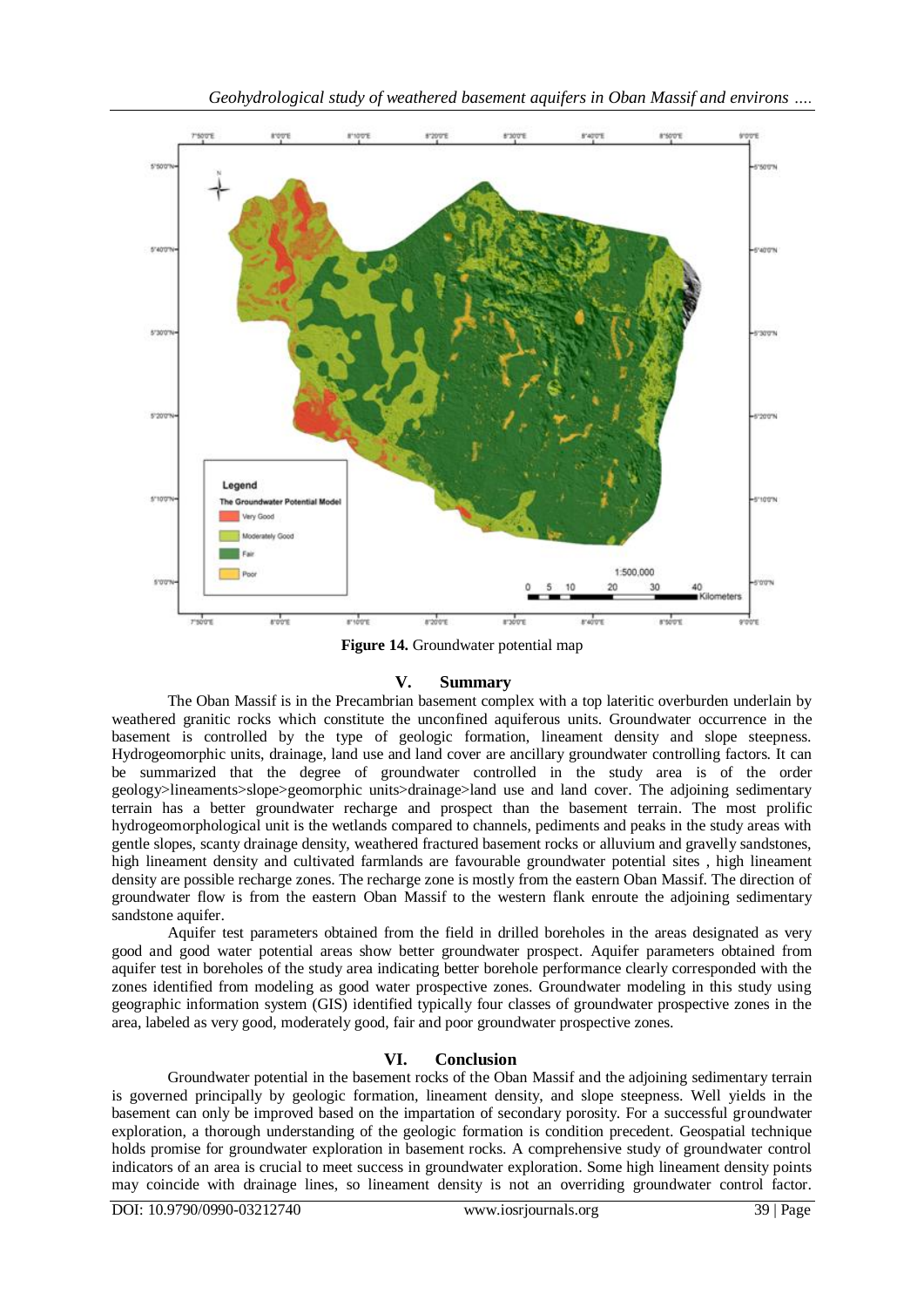1:500,000

0 5 10 20 30 40 Kilometers

Legend

The Groundwater Potential Model

Very Good

Moderately Good

Fair

Poor

7°50'0"E 8°0'0"E 8°10'0"E 8°20'0"E 8°30'0"E 8°40'0"E 8°50'0"E 9°0'0"E

5°50'0"N 5°40'0"N 5°30'0"N 5°20'0"N 5°10'0"N 5°0'0"N

**Figure 14.** Groundwater potential map

## V. Summary

The Oban Massif is in the Precambrian basement complex with a top lateritic overburden underlain by weathered granitic rocks which constitute the unconfined aquiferous units. Groundwater occurrence in the basement is controlled by the type of geologic formation, lineament density and slope steepness. Hydrogeomorphic units, drainage, land use and land cover are ancillary groundwater controlling factors. It can be summarized that the degree of groundwater controlled in the study area is of the order geology>lineaments>slope>geomorphic units>drainage>land use and land cover. The adjoining sedimentary terrain has a better groundwater recharge and prospect than the basement terrain. The most prolific hydrogeomorphological unit is the wetlands compared to channels, pediments and peaks in the study areas with gentle slopes, scanty drainage density, weathered fractured basement rocks or alluvium and gravelly sandstones, high lineament density and cultivated farmlands are favourable groundwater potential sites , high lineament density are possible recharge zones. The recharge zone is mostly from the eastern Oban Massif. The direction of groundwater flow is from the eastern Oban Massif to the western flank enroute the adjoining sedimentary sandstone aquifer.

Aquifer test parameters obtained from the field in drilled boreholes in the areas designated as very good and good water potential areas show better groundwater prospect. Aquifer parameters obtained from aquifer test in boreholes of the study area indicating better borehole performance clearly corresponded with the zones identified from modeling as good water prospective zones. Groundwater modeling in this study using geographic information system (GIS) identified typically four classes of groundwater prospective zones in the area, labeled as very good, moderately good, fair and poor groundwater prospective zones.

## VI. Conclusion

Groundwater potential in the basement rocks of the Oban Massif and the adjoining sedimentary terrain is governed principally by geologic formation, lineament density, and slope steepness. Well yields in the basement can only be improved based on the impartation of secondary porosity. For a successful groundwater exploration, a thorough understanding of the geologic formation is condition precedent. Geospatial technique holds promise for groundwater exploration in basement rocks. A comprehensive study of groundwater control indicators of an area is crucial to meet success in groundwater exploration. Some high lineament density points may coincide with drainage lines, so lineament density is not an overriding groundwater control factor.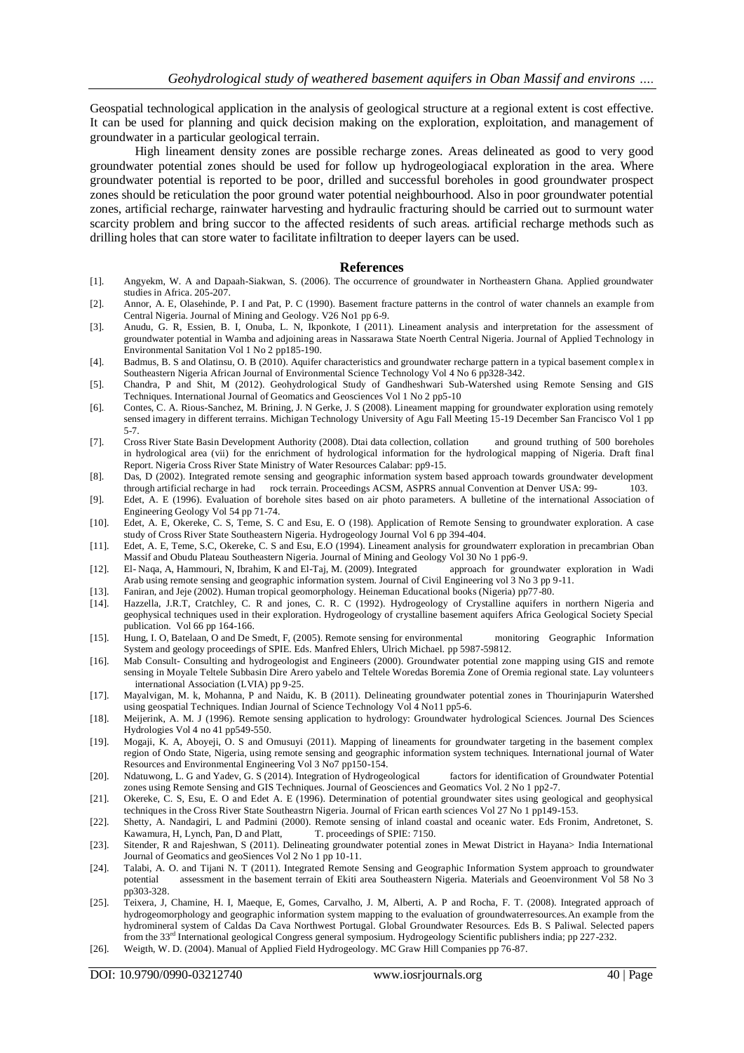Geospatial technological application in the analysis of geological structure at a regional extent is cost effective. It can be used for planning and quick decision making on the exploration, exploitation, and management of groundwater in a particular geological terrain.

High lineament density zones are possible recharge zones. Areas delineated as good to very good groundwater potential zones should be used for follow up hydrogeologiacal exploration in the area. Where groundwater potential is reported to be poor, drilled and successful boreholes in good groundwater prospect zones should be reticulation the poor ground water potential neighbourhood. Also in poor groundwater potential zones, artificial recharge, rainwater harvesting and hydraulic fracturing should be carried out to surmount water scarcity problem and bring succor to the affected residents of such areas. artificial recharge methods such as drilling holes that can store water to facilitate infiltration to deeper layers can be used.

## References

[1]. Angyekm, W. A and Dapaah-Siakwan, S. (2006). The occurrence of groundwater in Northeastern Ghana. Applied groundwater studies in Africa. 205-207.

[2]. Annor, A. E, Olasehinde, P. I and Pat, P. C (1990). Basement fracture patterns in the control of water channels an example from Central Nigeria. Journal of Mining and Geology. V26 No1 pp 6-9.

[3]. Anudu, G. R, Essien, B. I, Onuba, L. N, Ikponkote, I (2011). Lineament analysis and interpretation for the assessment of groundwater potential in Wamba and adjoining areas in Nassarawa State Noerth Central Nigeria. Journal of Applied Technology in Environmental Sanitation Vol 1 No 2 pp185-190.

[4]. Badmus, B. S and Olatinsu, O. B (2010). Aquifer characteristics and groundwater recharge pattern in a typical basement complex in Southeastern Nigeria African Journal of Environmental Science Technology Vol 4 No 6 pp328-342.

[5]. Chandra, P and Shit, M (2012). Geohydrological Study of Gandheshwari Sub-Watershed using Remote Sensing and GIS Techniques. International Journal of Geomatics and Geosciences Vol 1 No 2 pp5-10

[6]. Contes, C. A. Rious-Sanchez, M. Brining, J. N Gerke, J. S (2008). Lineament mapping for groundwater exploration using remotely sensed imagery in different terrains. Michigan Technology University of Agu Fall Meeting 15-19 December San Francisco Vol 1 pp 5-7.

[7]. Cross River State Basin Development Authority (2008). Dtai data collection, collation and ground truthing of 500 boreholes in hydrological area (vii) for the enrichment of hydrological information for the hydrological mapping of Nigeria. Draft final Report. Nigeria Cross River State Ministry of Water Resources Calabar: pp9-15.

[8]. Das, D (2002). Integrated remote sensing and geographic information system based approach towards groundwater development through artificial recharge in had rock terrain. Proceedings ACSM, ASPRS annual Convention at Denver USA: 99- 103.

[9]. Edet, A. E (1996). Evaluation of borehole sites based on air photo parameters. A bulletine of the international Association of Engineering Geology Vol 54 pp 71-74.

[10]. Edet, A. E, Okereke, C. S, Teme, S. C and Esu, E. O (198). Application of Remote Sensing to groundwater exploration. A case study of Cross River State Southeastern Nigeria. Hydrogeology Journal Vol 6 pp 394-404.

[11]. Edet, A. E, Teme, S.C, Okereke, C. S and Esu, E.O (1994). Lineament analysis for groundwaterr exploration in precambrian Oban Massif and Obudu Plateau Southeastern Nigeria. Journal of Mining and Geology Vol 30 No 1 pp6-9.

[12]. El- Naqa, A, Hammouri, N, Ibrahim, K and El-Taj, M. (2009). Integrated approach for groundwater exploration in Wadi Arab using remote sensing and geographic information system. Journal of Civil Engineering vol 3 No 3 pp 9-11.

[13]. Faniran, and Jeje (2002). Human tropical geomorphology. Heineman Educational books (Nigeria) pp77-80.

[14]. Hazzella, J.R.T, Cratchley, C. R and jones, C. R. C (1992). Hydrogeology of Crystalline aquifers in northern Nigeria and geophysical techniques used in their exploration. Hydrogeology of crystalline basement aquifers Africa Geological Society Special publication. Vol 66 pp 164-166.

[15]. Hung, I. O, Batelaan, O and De Smedt, F, (2005). Remote sensing for environmental monitoring Geographic Information System and geology proceedings of SPIE. Eds. Manfred Ehlers, Ulrich Michael. pp 5987-59812.

[16]. Mab Consult- Consulting and hydrogeologist and Engineers (2000). Groundwater potential zone mapping using GIS and remote sensing in Moyale Teltele Subbasin Dire Arero yabelo and Teltele Woredas Boremia Zone of Oremia regional state. Lay volunteers international Association (LVIA) pp 9-25.

[17]. Mayalvigan, M. k, Mohanna, P and Naidu, K. B (2011). Delineating groundwater potential zones in Thourinjapurin Watershed using geospatial Techniques. Indian Journal of Science Technology Vol 4 No11 pp5-6.

[18]. Meijerink, A. M. J (1996). Remote sensing application to hydrology: Groundwater hydrological Sciences. Journal Des Sciences Hydrologies Vol 4 no 41 pp549-550.

[19]. Mogaji, K. A, Aboyeji, O. S and Omusuyi (2011). Mapping of lineaments for groundwater targeting in the basement complex region of Ondo State, Nigeria, using remote sensing and geographic information system techniques. International journal of Water Resources and Environmental Engineering Vol 3 No7 pp150-154.

[20]. Ndatuwong, L. G and Yadev, G. S (2014). Integration of Hydrogeological factors for identification of Groundwater Potential zones using Remote Sensing and GIS Techniques. Journal of Geosciences and Geomatics Vol. 2 No 1 pp2-7.

[21]. Okereke, C. S, Esu, E. O and Edet A. E (1996). Determination of potential groundwater sites using geological and geophysical techniques in the Cross River State Southeastrn Nigeria. Journal of Frican earth sciences Vol 27 No 1 pp149-153.

[22]. Shetty, A. Nandagiri, L and Padmini (2000). Remote sensing of inland coastal and oceanic water. Eds Fronim, Andretonet, S. Kawamura, H, Lynch, Pan, D and Platt, T. proceedings of SPIE: 7150.

[23]. Sitender, R and Rajeshwan, S (2011). Delineating groundwater potential zones in Mewat District in Hayana> India International Journal of Geomatics and geoSiences Vol 2 No 1 pp 10-11.

[24]. Talabi, A. O. and Tijani N. T (2011). Integrated Remote Sensing and Geographic Information System approach to groundwater potential assessment in the basement terrain of Ekiti area Southeastern Nigeria. Materials and Geoenvironment Vol 58 No 3 pp303-328.

[25]. Teixera, J, Chamine, H. I, Maeque, E, Gomes, Carvalho, J. M, Alberti, A. P and Rocha, F. T. (2008). Integrated approach of hydrogeomorphology and geographic information system mapping to the evaluation of groundwaterresources. An example from the hydromineral system of Caldas Da Cava Northwest Portugal. Global Groundwater Resources. Eds B. S Paliwal. Selected papers from the 33rd International geological Congress general symposium. Hydrogeology Scientific publishers india; pp 227-232.

[26]. Weigth, W. D. (2004). Manual of Applied Field Hydrogeology. MC Graw Hill Companies pp 76-87.